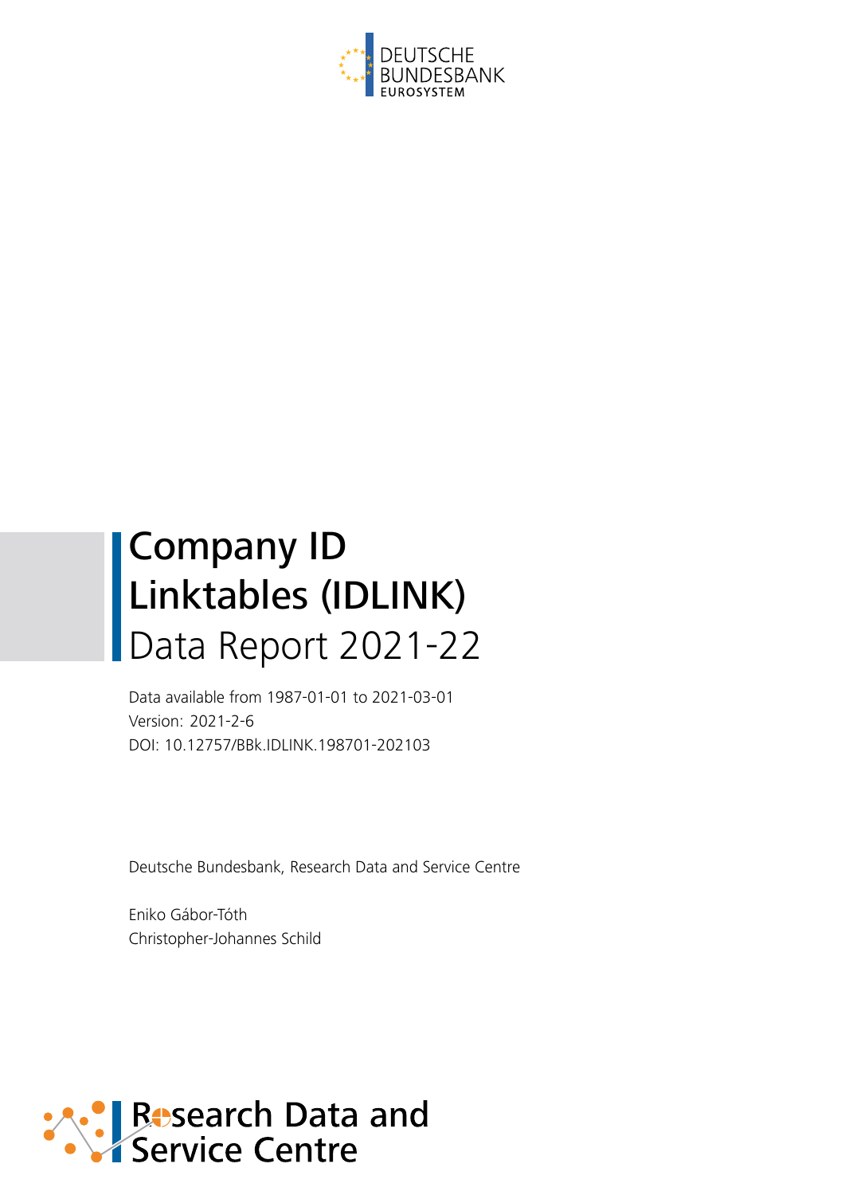DEUTSCHE BUNDESBANK
EUROSYSTEM

# Company ID Linktables (IDLINK)

## Data Report 2021-22

Data available from 1987-01-01 to 2021-03-01
Version: 2021-2-6
DOI: 10.12757/BBk.IDLINK.198701-202103

Deutsche Bundesbank, Research Data and Service Centre

Eniko Gábor-Tóth
Christopher-Johannes Schild

Research Data and Service Centre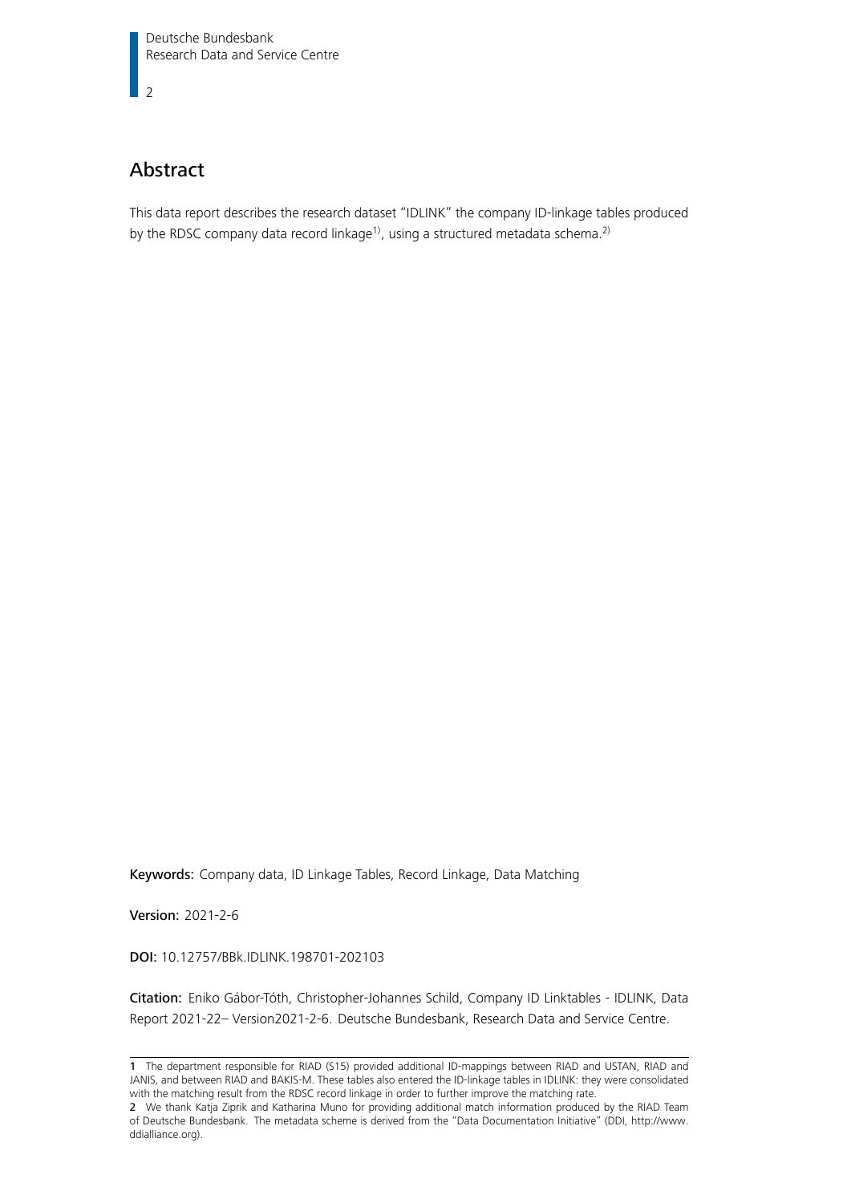## Abstract

This data report describes the research dataset "IDLINK" the company ID-linkage tables produced by the RDSC company data record linkage[1], using a structured metadata schema.[2]

**Keywords:** Company data, ID Linkage Tables, Record Linkage, Data Matching

**Version:** 2021-2-6

**DOI:** 10.12757/BBk.IDLINK.198701-202103

**Citation:** Eniko Gábor-Tóth, Christopher-Johannes Schild, Company ID Linktables - IDLINK, Data Report 2021-22– Version2021-2-6. Deutsche Bundesbank, Research Data and Service Centre.

---

1 The department responsible for RIAD (S15) provided additional ID-mappings between RIAD and USTAN, RIAD and JANIS, and between RIAD and BAKIS-M. These tables also entered the ID-linkage tables in IDLINK: they were consolidated with the matching result from the RDSC record linkage in order to further improve the matching rate.

2 We thank Katja Ziprik and Katharina Muno for providing additional match information produced by the RIAD Team of Deutsche Bundesbank. The metadata scheme is derived from the "Data Documentation Initiative" (DDI, http://www.ddialliance.org).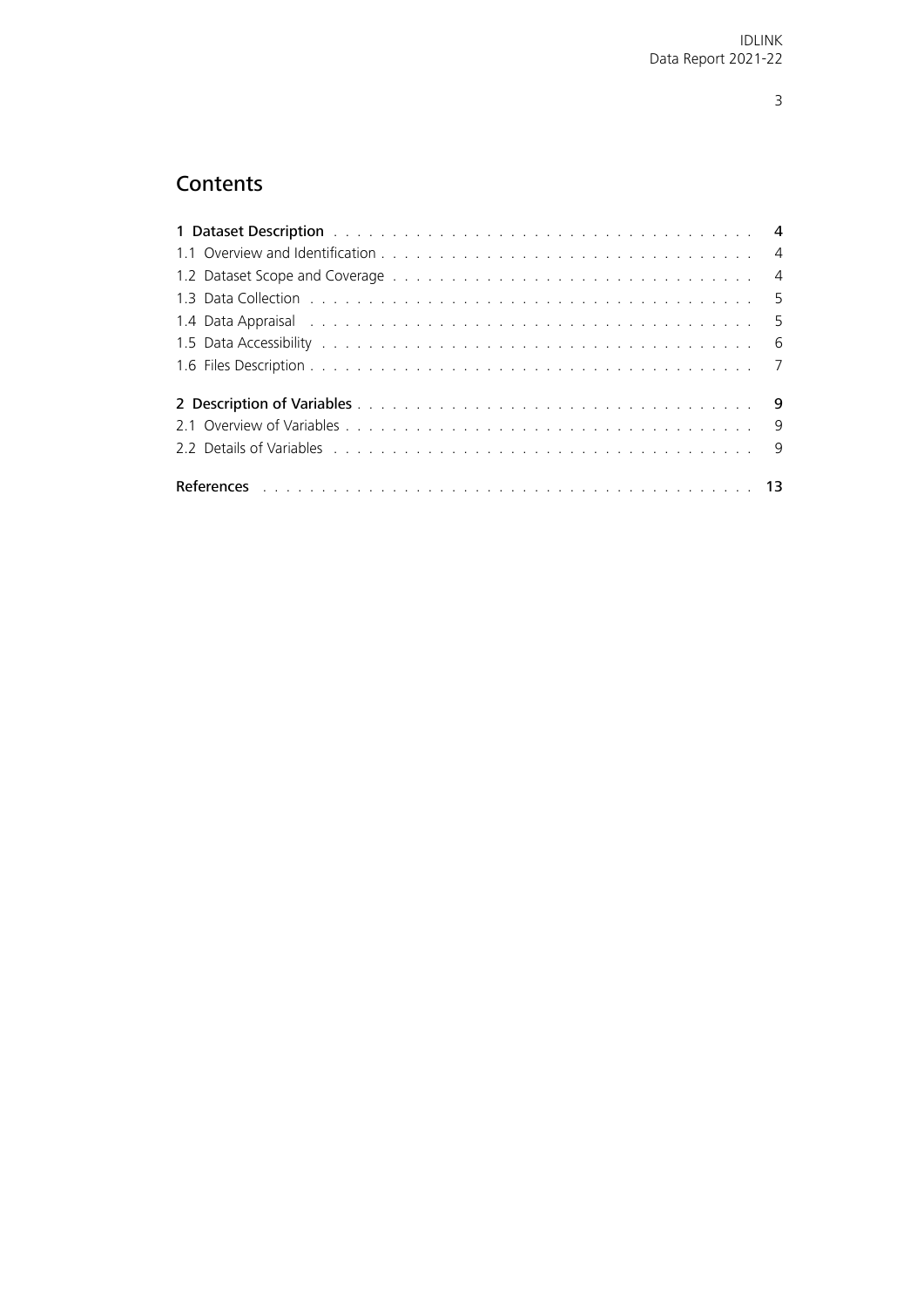# Contents

**1 Dataset Description** . . . . . . . . . . **4**

1.1 Overview and Identification . . . . . . . . . . 4

1.2 Dataset Scope and Coverage . . . . . . . . . . 4

1.3 Data Collection . . . . . . . . . . 5

1.4 Data Appraisal . . . . . . . . . . 5

1.5 Data Accessibility . . . . . . . . . . 6

1.6 Files Description . . . . . . . . . . 7

**2 Description of Variables** . . . . . . . . . . **9**

2.1 Overview of Variables . . . . . . . . . . 9

2.2 Details of Variables . . . . . . . . . . 9

**References** . . . . . . . . . . **13**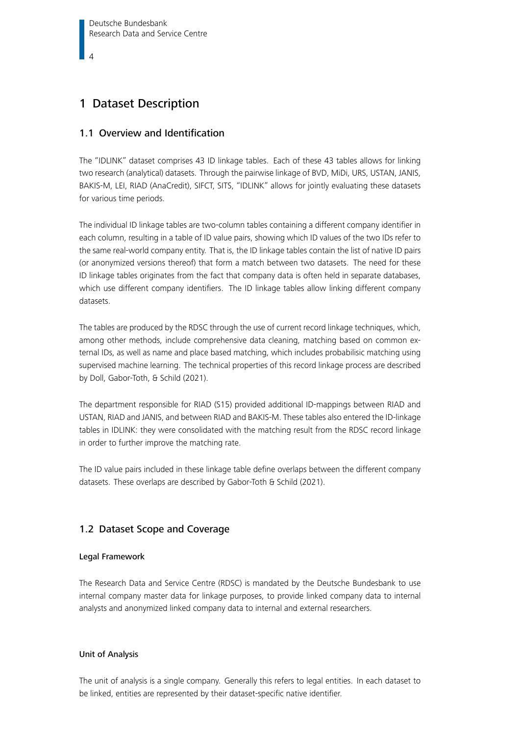# 1 Dataset Description

## 1.1 Overview and Identification

The "IDLINK" dataset comprises 43 ID linkage tables. Each of these 43 tables allows for linking two research (analytical) datasets. Through the pairwise linkage of BVD, MiDi, URS, USTAN, JANIS, BAKIS-M, LEI, RIAD (AnaCredit), SIFCT, SITS, "IDLINK" allows for jointly evaluating these datasets for various time periods.

The individual ID linkage tables are two-column tables containing a different company identifier in each column, resulting in a table of ID value pairs, showing which ID values of the two IDs refer to the same real-world company entity. That is, the ID linkage tables contain the list of native ID pairs (or anonymized versions thereof) that form a match between two datasets. The need for these ID linkage tables originates from the fact that company data is often held in separate databases, which use different company identifiers. The ID linkage tables allow linking different company datasets.

The tables are produced by the RDSC through the use of current record linkage techniques, which, among other methods, include comprehensive data cleaning, matching based on common external IDs, as well as name and place based matching, which includes probabilisic matching using supervised machine learning. The technical properties of this record linkage process are described by Doll, Gabor-Toth, & Schild (2021).

The department responsible for RIAD (S15) provided additional ID-mappings between RIAD and USTAN, RIAD and JANIS, and between RIAD and BAKIS-M. These tables also entered the ID-linkage tables in IDLINK: they were consolidated with the matching result from the RDSC record linkage in order to further improve the matching rate.

The ID value pairs included in these linkage table define overlaps between the different company datasets. These overlaps are described by Gabor-Toth & Schild (2021).

## 1.2 Dataset Scope and Coverage

#### Legal Framework

The Research Data and Service Centre (RDSC) is mandated by the Deutsche Bundesbank to use internal company master data for linkage purposes, to provide linked company data to internal analysts and anonymized linked company data to internal and external researchers.

#### Unit of Analysis

The unit of analysis is a single company. Generally this refers to legal entities. In each dataset to be linked, entities are represented by their dataset-specific native identifier.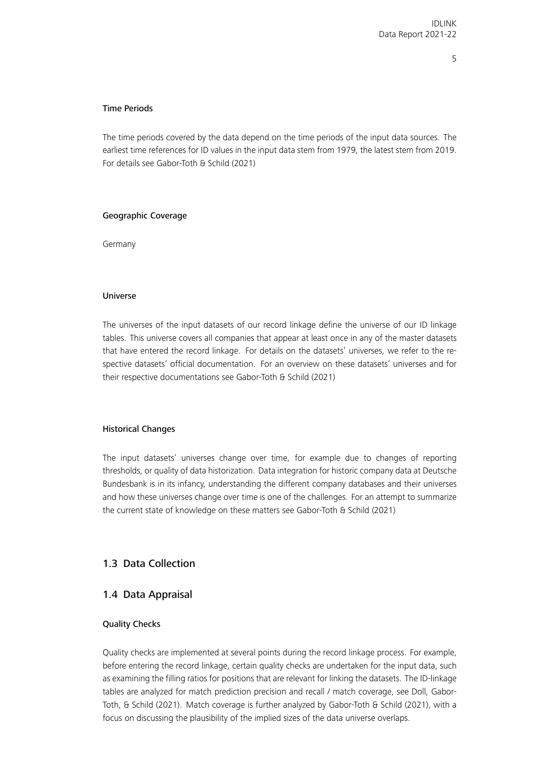#### Time Periods

The time periods covered by the data depend on the time periods of the input data sources. The earliest time references for ID values in the input data stem from 1979, the latest stem from 2019. For details see Gabor-Toth & Schild (2021)

#### Geographic Coverage

Germany

#### Universe

The universes of the input datasets of our record linkage define the universe of our ID linkage tables. This universe covers all companies that appear at least once in any of the master datasets that have entered the record linkage. For details on the datasets' universes, we refer to the respective datasets' official documentation. For an overview on these datasets' universes and for their respective documentations see Gabor-Toth & Schild (2021)

#### Historical Changes

The input datasets' universes change over time, for example due to changes of reporting thresholds, or quality of data historization. Data integration for historic company data at Deutsche Bundesbank is in its infancy, understanding the different company databases and their universes and how these universes change over time is one of the challenges. For an attempt to summarize the current state of knowledge on these matters see Gabor-Toth & Schild (2021)

## 1.3 Data Collection

## 1.4 Data Appraisal

#### Quality Checks

Quality checks are implemented at several points during the record linkage process. For example, before entering the record linkage, certain quality checks are undertaken for the input data, such as examining the filling ratios for positions that are relevant for linking the datasets. The ID-linkage tables are analyzed for match prediction precision and recall / match coverage, see Doll, Gabor-Toth, & Schild (2021). Match coverage is further analyzed by Gabor-Toth & Schild (2021), with a focus on discussing the plausibility of the implied sizes of the data universe overlaps.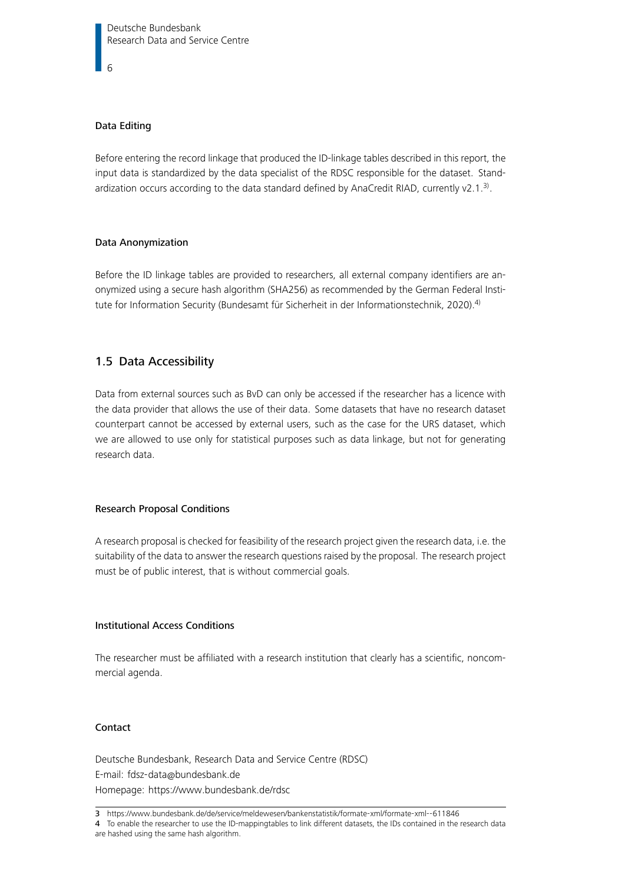### Data Editing

Before entering the record linkage that produced the ID-linkage tables described in this report, the input data is standardized by the data specialist of the RDSC responsible for the dataset. Standardization occurs according to the data standard defined by AnaCredit RIAD, currently v2.1.[3].

### Data Anonymization

Before the ID linkage tables are provided to researchers, all external company identifiers are anonymized using a secure hash algorithm (SHA256) as recommended by the German Federal Institute for Information Security (Bundesamt für Sicherheit in der Informationstechnik, 2020).[4]

## 1.5 Data Accessibility

Data from external sources such as BvD can only be accessed if the researcher has a licence with the data provider that allows the use of their data. Some datasets that have no research dataset counterpart cannot be accessed by external users, such as the case for the URS dataset, which we are allowed to use only for statistical purposes such as data linkage, but not for generating research data.

### Research Proposal Conditions

A research proposal is checked for feasibility of the research project given the research data, i.e. the suitability of the data to answer the research questions raised by the proposal. The research project must be of public interest, that is without commercial goals.

### Institutional Access Conditions

The researcher must be affiliated with a research institution that clearly has a scientific, noncommercial agenda.

### Contact

Deutsche Bundesbank, Research Data and Service Centre (RDSC)
E-mail: fdsz-data@bundesbank.de
Homepage: https://www.bundesbank.de/rdsc

---

3 https://www.bundesbank.de/de/service/meldewesen/bankenstatistik/formate-xml/formate-xml--611846

4 To enable the researcher to use the ID-mappingtables to link different datasets, the IDs contained in the research data are hashed using the same hash algorithm.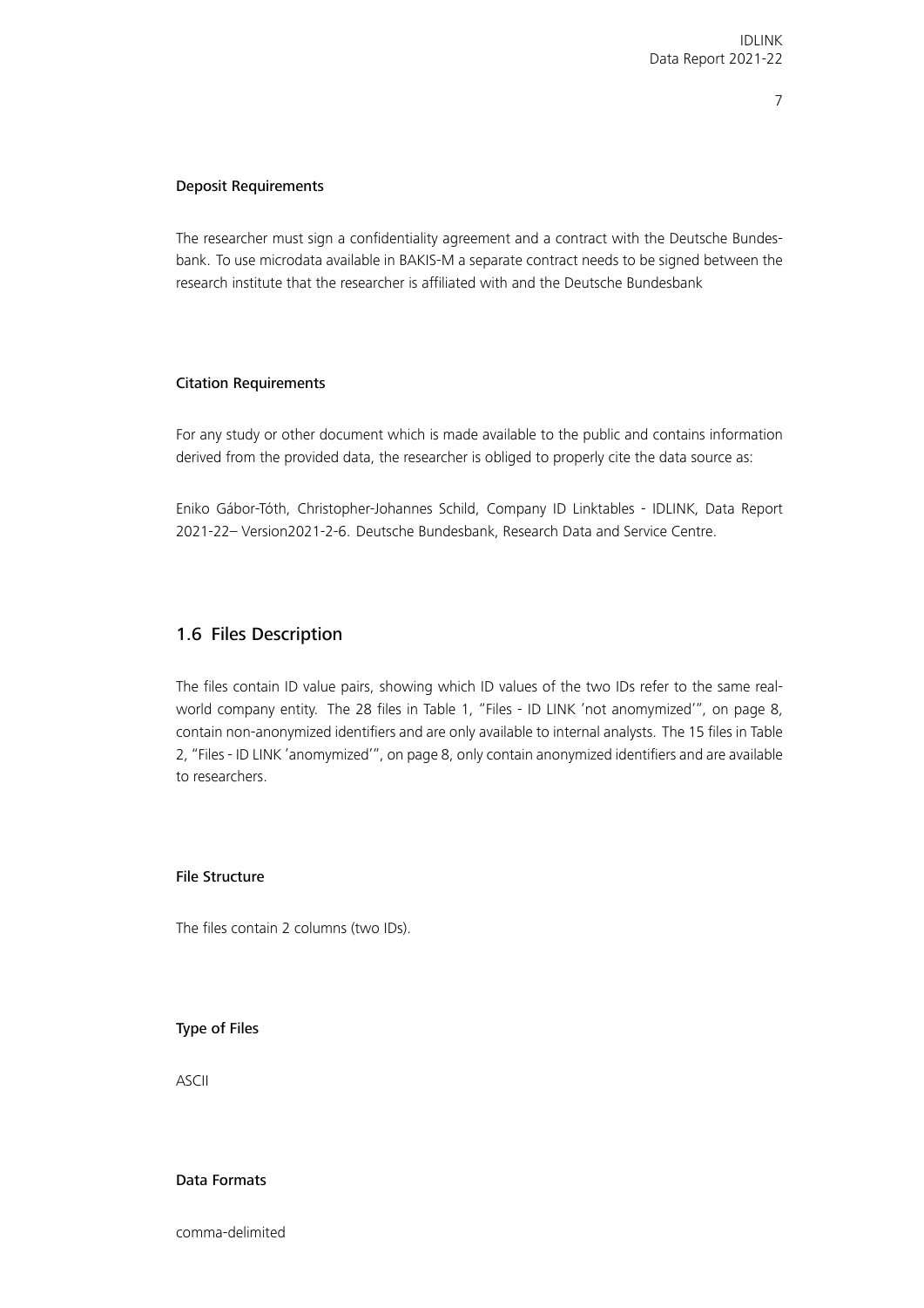#### Deposit Requirements

The researcher must sign a confidentiality agreement and a contract with the Deutsche Bundesbank. To use microdata available in BAKIS-M a separate contract needs to be signed between the research institute that the researcher is affiliated with and the Deutsche Bundesbank

#### Citation Requirements

For any study or other document which is made available to the public and contains information derived from the provided data, the researcher is obliged to properly cite the data source as:

Eniko Gábor-Tóth, Christopher-Johannes Schild, Company ID Linktables - IDLINK, Data Report 2021-22– Version2021-2-6. Deutsche Bundesbank, Research Data and Service Centre.

## 1.6 Files Description

The files contain ID value pairs, showing which ID values of the two IDs refer to the same real-world company entity. The 28 files in Table 1, "Files - ID LINK 'not anomymized'", on page 8, contain non-anonymized identifiers and are only available to internal analysts. The 15 files in Table 2, "Files - ID LINK 'anomymized'", on page 8, only contain anonymized identifiers and are available to researchers.

#### File Structure

The files contain 2 columns (two IDs).

#### Type of Files

ASCII

#### Data Formats

comma-delimited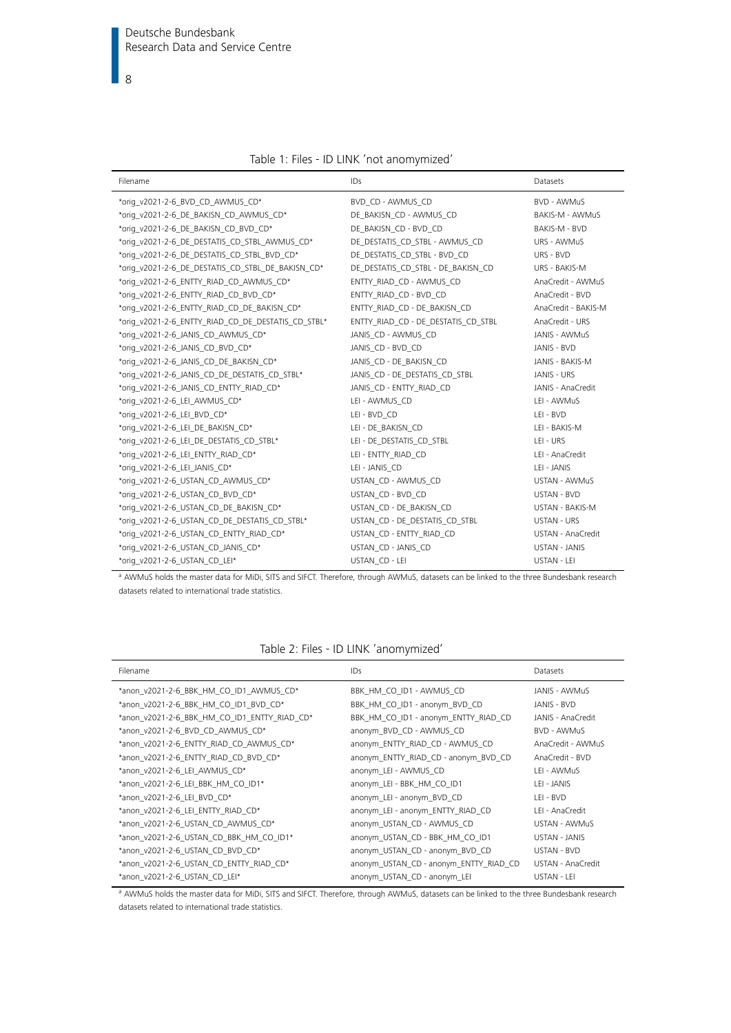Table 1: Files - ID LINK 'not anomymized'

| Filename | IDs | Datasets |
|---|---|---|
| *orig_v2021-2-6_BVD_CD_AWMUS_CD* | BVD_CD - AWMUS_CD | BVD - AWMuS |
| *orig_v2021-2-6_DE_BAKISN_CD_AWMUS_CD* | DE_BAKISN_CD - AWMUS_CD | BAKIS-M - AWMuS |
| *orig_v2021-2-6_DE_BAKISN_CD_BVD_CD* | DE_BAKISN_CD - BVD_CD | BAKIS-M - BVD |
| *orig_v2021-2-6_DE_DESTATIS_CD_STBL_AWMUS_CD* | DE_DESTATIS_CD_STBL - AWMUS_CD | URS - AWMuS |
| *orig_v2021-2-6_DE_DESTATIS_CD_STBL_BVD_CD* | DE_DESTATIS_CD_STBL - BVD_CD | URS - BVD |
| *orig_v2021-2-6_DE_DESTATIS_CD_STBL_DE_BAKISN_CD* | DE_DESTATIS_CD_STBL - DE_BAKISN_CD | URS - BAKIS-M |
| *orig_v2021-2-6_ENTTY_RIAD_CD_AWMUS_CD* | ENTTY_RIAD_CD - AWMUS_CD | AnaCredit - AWMuS |
| *orig_v2021-2-6_ENTTY_RIAD_CD_BVD_CD* | ENTTY_RIAD_CD - BVD_CD | AnaCredit - BVD |
| *orig_v2021-2-6_ENTTY_RIAD_CD_DE_BAKISN_CD* | ENTTY_RIAD_CD - DE_BAKISN_CD | AnaCredit - BAKIS-M |
| *orig_v2021-2-6_ENTTY_RIAD_CD_DE_DESTATIS_CD_STBL* | ENTTY_RIAD_CD - DE_DESTATIS_CD_STBL | AnaCredit - URS |
| *orig_v2021-2-6_JANIS_CD_AWMUS_CD* | JANIS_CD - AWMUS_CD | JANIS - AWMuS |
| *orig_v2021-2-6_JANIS_CD_BVD_CD* | JANIS_CD - BVD_CD | JANIS - BVD |
| *orig_v2021-2-6_JANIS_CD_DE_BAKISN_CD* | JANIS_CD - DE_BAKISN_CD | JANIS - BAKIS-M |
| *orig_v2021-2-6_JANIS_CD_DE_DESTATIS_CD_STBL* | JANIS_CD - DE_DESTATIS_CD_STBL | JANIS - URS |
| *orig_v2021-2-6_JANIS_CD_ENTTY_RIAD_CD* | JANIS_CD - ENTTY_RIAD_CD | JANIS - AnaCredit |
| *orig_v2021-2-6_LEI_AWMUS_CD* | LEI - AWMUS_CD | LEI - AWMuS |
| *orig_v2021-2-6_LEI_BVD_CD* | LEI - BVD_CD | LEI - BVD |
| *orig_v2021-2-6_LEI_DE_BAKISN_CD* | LEI - DE_BAKISN_CD | LEI - BAKIS-M |
| *orig_v2021-2-6_LEI_DE_DESTATIS_CD_STBL* | LEI - DE_DESTATIS_CD_STBL | LEI - URS |
| *orig_v2021-2-6_LEI_ENTTY_RIAD_CD* | LEI - ENTTY_RIAD_CD | LEI - AnaCredit |
| *orig_v2021-2-6_LEI_JANIS_CD* | LEI - JANIS_CD | LEI - JANIS |
| *orig_v2021-2-6_USTAN_CD_AWMUS_CD* | USTAN_CD - AWMUS_CD | USTAN - AWMuS |
| *orig_v2021-2-6_USTAN_CD_BVD_CD* | USTAN_CD - BVD_CD | USTAN - BVD |
| *orig_v2021-2-6_USTAN_CD_DE_BAKISN_CD* | USTAN_CD - DE_BAKISN_CD | USTAN - BAKIS-M |
| *orig_v2021-2-6_USTAN_CD_DE_DESTATIS_CD_STBL* | USTAN_CD - DE_DESTATIS_CD_STBL | USTAN - URS |
| *orig_v2021-2-6_USTAN_CD_ENTTY_RIAD_CD* | USTAN_CD - ENTTY_RIAD_CD | USTAN - AnaCredit |
| *orig_v2021-2-6_USTAN_CD_JANIS_CD* | USTAN_CD - JANIS_CD | USTAN - JANIS |
| *orig_v2021-2-6_USTAN_CD_LEI* | USTAN_CD - LEI | USTAN - LEI |

[a] AWMuS holds the master data for MiDi, SITS and SIFCT. Therefore, through AWMuS, datasets can be linked to the three Bundesbank research datasets related to international trade statistics.

Table 2: Files - ID LINK 'anomymized'

| Filename | IDs | Datasets |
|---|---|---|
| *anon_v2021-2-6_BBK_HM_CO_ID1_AWMUS_CD* | BBK_HM_CO_ID1 - AWMUS_CD | JANIS - AWMuS |
| *anon_v2021-2-6_BBK_HM_CO_ID1_BVD_CD* | BBK_HM_CO_ID1 - anonym_BVD_CD | JANIS - BVD |
| *anon_v2021-2-6_BBK_HM_CO_ID1_ENTTY_RIAD_CD* | BBK_HM_CO_ID1 - anonym_ENTTY_RIAD_CD | JANIS - AnaCredit |
| *anon_v2021-2-6_BVD_CD_AWMUS_CD* | anonym_BVD_CD - AWMUS_CD | BVD - AWMuS |
| *anon_v2021-2-6_ENTTY_RIAD_CD_AWMUS_CD* | anonym_ENTTY_RIAD_CD - AWMUS_CD | AnaCredit - AWMuS |
| *anon_v2021-2-6_ENTTY_RIAD_CD_BVD_CD* | anonym_ENTTY_RIAD_CD - anonym_BVD_CD | AnaCredit - BVD |
| *anon_v2021-2-6_LEI_AWMUS_CD* | anonym_LEI - AWMUS_CD | LEI - AWMuS |
| *anon_v2021-2-6_LEI_BBK_HM_CO_ID1* | anonym_LEI - BBK_HM_CO_ID1 | LEI - JANIS |
| *anon_v2021-2-6_LEI_BVD_CD* | anonym_LEI - anonym_BVD_CD | LEI - BVD |
| *anon_v2021-2-6_LEI_ENTTY_RIAD_CD* | anonym_LEI - anonym_ENTTY_RIAD_CD | LEI - AnaCredit |
| *anon_v2021-2-6_USTAN_CD_AWMUS_CD* | anonym_USTAN_CD - AWMUS_CD | USTAN - AWMuS |
| *anon_v2021-2-6_USTAN_CD_BBK_HM_CO_ID1* | anonym_USTAN_CD - BBK_HM_CO_ID1 | USTAN - JANIS |
| *anon_v2021-2-6_USTAN_CD_BVD_CD* | anonym_USTAN_CD - anonym_BVD_CD | USTAN - BVD |
| *anon_v2021-2-6_USTAN_CD_ENTTY_RIAD_CD* | anonym_USTAN_CD - anonym_ENTTY_RIAD_CD | USTAN - AnaCredit |
| *anon_v2021-2-6_USTAN_CD_LEI* | anonym_USTAN_CD - anonym_LEI | USTAN - LEI |

[a] AWMuS holds the master data for MiDi, SITS and SIFCT. Therefore, through AWMuS, datasets can be linked to the three Bundesbank research datasets related to international trade statistics.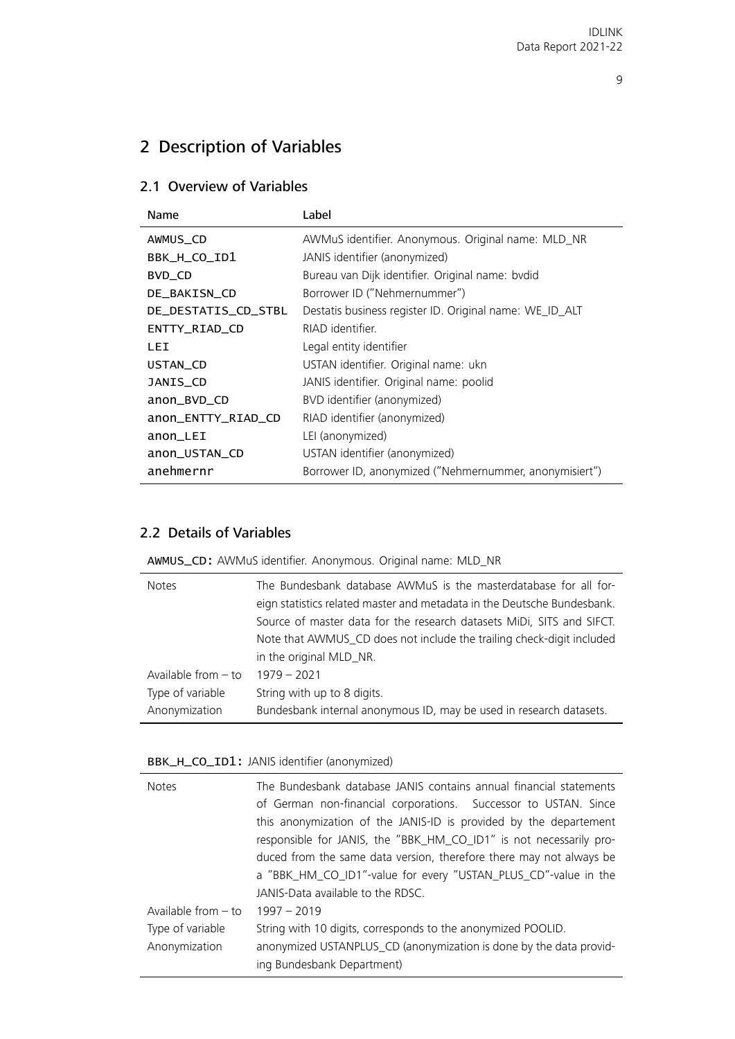# 2 Description of Variables

## 2.1 Overview of Variables

| Name | Label |
|---|---|
| AWMUS_CD | AWMuS identifier. Anonymous. Original name: MLD_NR |
| BBK_H_CO_ID1 | JANIS identifier (anonymized) |
| BVD_CD | Bureau van Dijk identifier. Original name: bvdid |
| DE_BAKISN_CD | Borrower ID ("Nehmernummer") |
| DE_DESTATIS_CD_STBL | Destatis business register ID. Original name: WE_ID_ALT |
| ENTTY_RIAD_CD | RIAD identifier. |
| LEI | Legal entity identifier |
| USTAN_CD | USTAN identifier. Original name: ukn |
| JANIS_CD | JANIS identifier. Original name: poolid |
| anon_BVD_CD | BVD identifier (anonymized) |
| anon_ENTTY_RIAD_CD | RIAD identifier (anonymized) |
| anon_LEI | LEI (anonymized) |
| anon_USTAN_CD | USTAN identifier (anonymized) |
| anehmernr | Borrower ID, anonymized ("Nehmernummer, anonymisiert") |

## 2.2 Details of Variables

**AWMUS_CD:** AWMuS identifier. Anonymous. Original name: MLD_NR

| | |
|---|---|
| Notes | The Bundesbank database AWMuS is the masterdatabase for all foreign statistics related master and metadata in the Deutsche Bundesbank. Source of master data for the research datasets MiDi, SITS and SIFCT. Note that AWMUS_CD does not include the trailing check-digit included in the original MLD_NR. |
| Available from – to | 1979 – 2021 |
| Type of variable | String with up to 8 digits. |
| Anonymization | Bundesbank internal anonymous ID, may be used in research datasets. |

**BBK_H_CO_ID1:** JANIS identifier (anonymized)

| | |
|---|---|
| Notes | The Bundesbank database JANIS contains annual financial statements of German non-financial corporations. Successor to USTAN. Since this anonymization of the JANIS-ID is provided by the departement responsible for JANIS, the "BBK_HM_CO_ID1" is not necessarily produced from the same data version, therefore there may not always be a "BBK_HM_CO_ID1"-value for every "USTAN_PLUS_CD"-value in the JANIS-Data available to the RDSC. |
| Available from – to | 1997 – 2019 |
| Type of variable | String with 10 digits, corresponds to the anonymized POOLID. |
| Anonymization | anonymized USTANPLUS_CD (anonymization is done by the data providing Bundesbank Department) |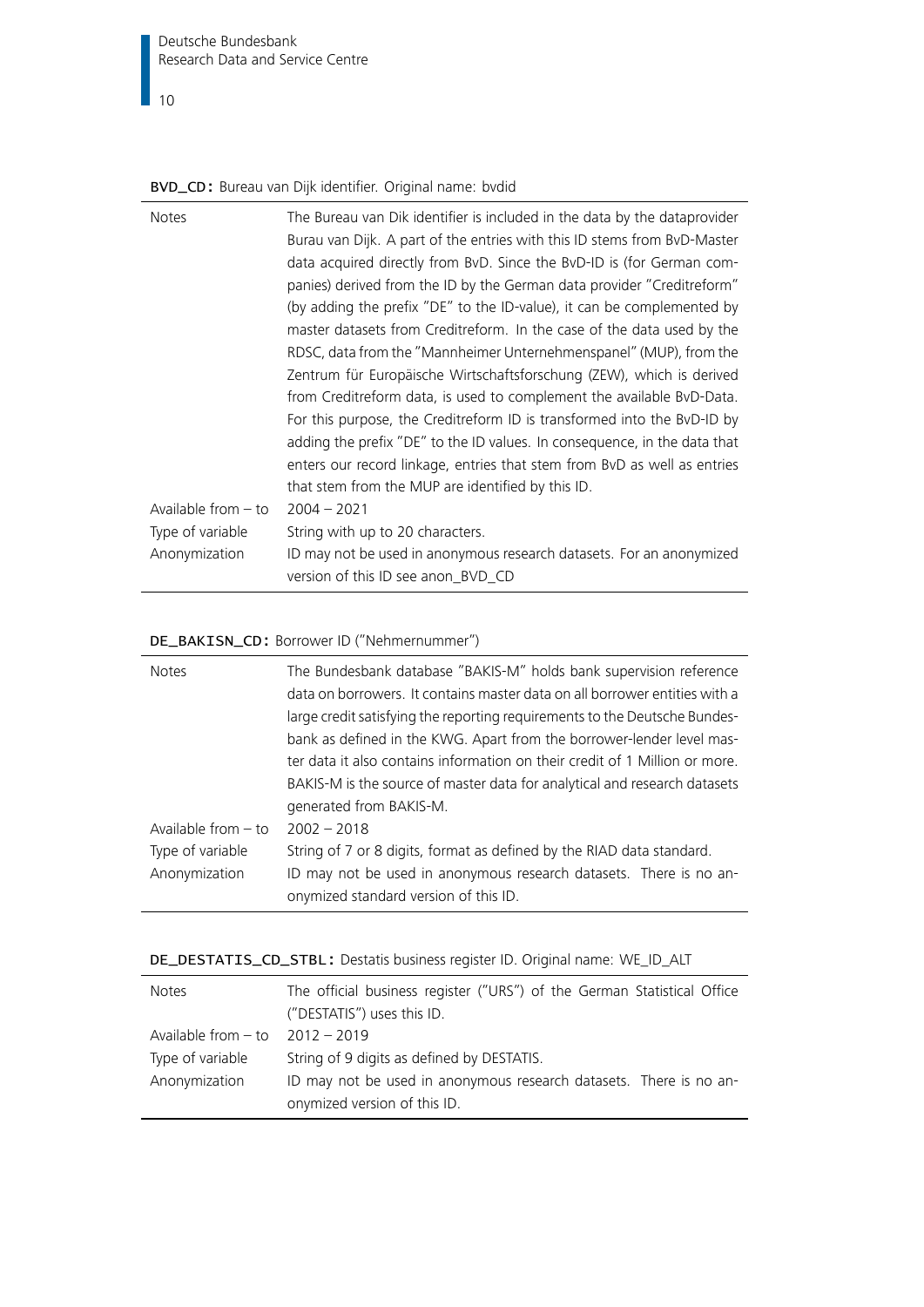**BVD_CD:** Bureau van Dijk identifier. Original name: bvdid

| | |
|---|---|
| Notes | The Bureau van Dik identifier is included in the data by the dataprovider Burau van Dijk. A part of the entries with this ID stems from BvD-Master data acquired directly from BvD. Since the BvD-ID is (for German companies) derived from the ID by the German data provider "Creditreform" (by adding the prefix "DE" to the ID-value), it can be complemented by master datasets from Creditreform. In the case of the data used by the RDSC, data from the "Mannheimer Unternehmenspanel" (MUP), from the Zentrum für Europäische Wirtschaftsforschung (ZEW), which is derived from Creditreform data, is used to complement the available BvD-Data. For this purpose, the Creditreform ID is transformed into the BvD-ID by adding the prefix "DE" to the ID values. In consequence, in the data that enters our record linkage, entries that stem from BvD as well as entries that stem from the MUP are identified by this ID. |
| Available from – to | 2004 – 2021 |
| Type of variable | String with up to 20 characters. |
| Anonymization | ID may not be used in anonymous research datasets. For an anonymized version of this ID see anon_BVD_CD |

**DE_BAKISN_CD:** Borrower ID ("Nehmernummer")

| | |
|---|---|
| Notes | The Bundesbank database "BAKIS-M" holds bank supervision reference data on borrowers. It contains master data on all borrower entities with a large credit satisfying the reporting requirements to the Deutsche Bundesbank as defined in the KWG. Apart from the borrower-lender level master data it also contains information on their credit of 1 Million or more. BAKIS-M is the source of master data for analytical and research datasets generated from BAKIS-M. |
| Available from – to | 2002 – 2018 |
| Type of variable | String of 7 or 8 digits, format as defined by the RIAD data standard. |
| Anonymization | ID may not be used in anonymous research datasets. There is no anonymized standard version of this ID. |

**DE_DESTATIS_CD_STBL:** Destatis business register ID. Original name: WE_ID_ALT

| | |
|---|---|
| Notes | The official business register ("URS") of the German Statistical Office ("DESTATIS") uses this ID. |
| Available from – to | 2012 – 2019 |
| Type of variable | String of 9 digits as defined by DESTATIS. |
| Anonymization | ID may not be used in anonymous research datasets. There is no anonymized version of this ID. |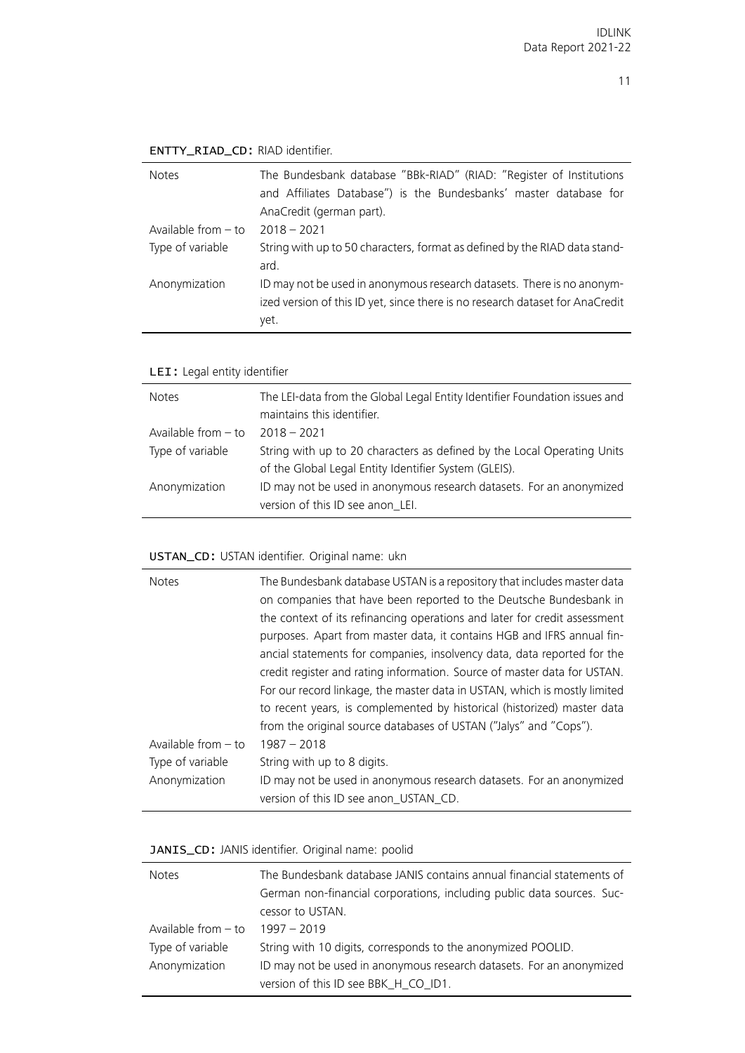**ENTTY_RIAD_CD:** RIAD identifier.

| | |
|---|---|
| Notes | The Bundesbank database "BBk-RIAD" (RIAD: "Register of Institutions and Affiliates Database") is the Bundesbanks' master database for AnaCredit (german part). |
| Available from – to | 2018 – 2021 |
| Type of variable | String with up to 50 characters, format as defined by the RIAD data standard. |
| Anonymization | ID may not be used in anonymous research datasets. There is no anonymized version of this ID yet, since there is no research dataset for AnaCredit yet. |

**LEI:** Legal entity identifier

| | |
|---|---|
| Notes | The LEI-data from the Global Legal Entity Identifier Foundation issues and maintains this identifier. |
| Available from – to | 2018 – 2021 |
| Type of variable | String with up to 20 characters as defined by the Local Operating Units of the Global Legal Entity Identifier System (GLEIS). |
| Anonymization | ID may not be used in anonymous research datasets. For an anonymized version of this ID see anon_LEI. |

**USTAN_CD:** USTAN identifier. Original name: ukn

| | |
|---|---|
| Notes | The Bundesbank database USTAN is a repository that includes master data on companies that have been reported to the Deutsche Bundesbank in the context of its refinancing operations and later for credit assessment purposes. Apart from master data, it contains HGB and IFRS annual financial statements for companies, insolvency data, data reported for the credit register and rating information. Source of master data for USTAN. For our record linkage, the master data in USTAN, which is mostly limited to recent years, is complemented by historical (historized) master data from the original source databases of USTAN ("Jalys" and "Cops"). |
| Available from – to | 1987 – 2018 |
| Type of variable | String with up to 8 digits. |
| Anonymization | ID may not be used in anonymous research datasets. For an anonymized version of this ID see anon_USTAN_CD. |

**JANIS_CD:** JANIS identifier. Original name: poolid

| | |
|---|---|
| Notes | The Bundesbank database JANIS contains annual financial statements of German non-financial corporations, including public data sources. Successor to USTAN. |
| Available from – to | 1997 – 2019 |
| Type of variable | String with 10 digits, corresponds to the anonymized POOLID. |
| Anonymization | ID may not be used in anonymous research datasets. For an anonymized version of this ID see BBK_H_CO_ID1. |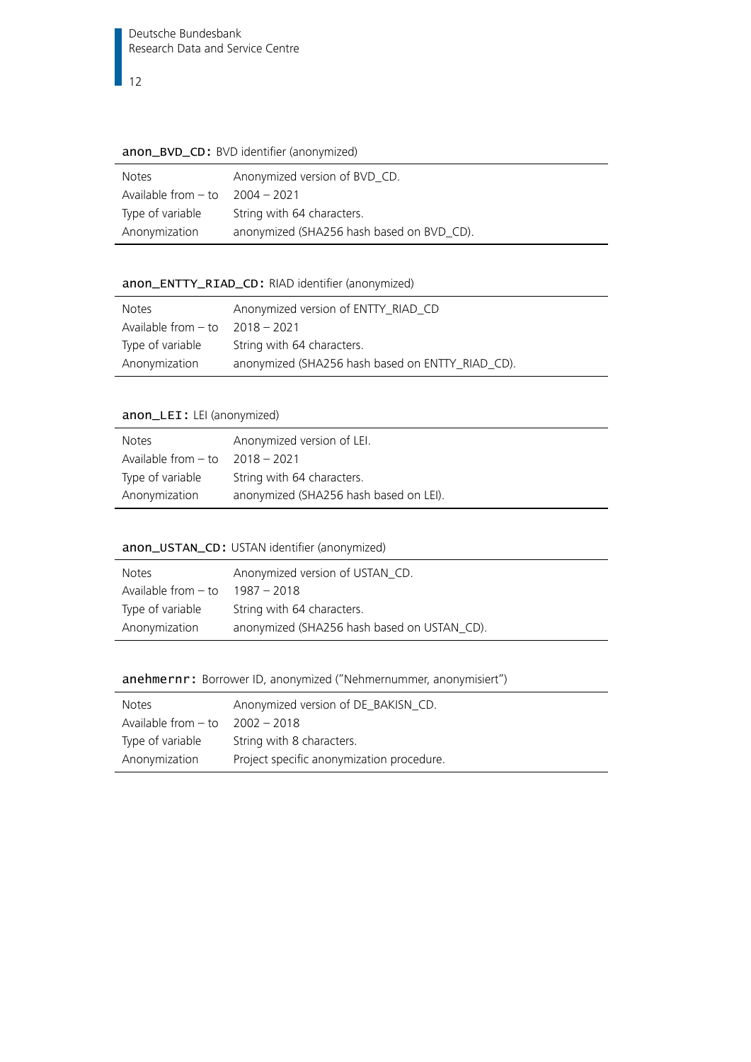**anon_BVD_CD:** BVD identifier (anonymized)

| | |
|---|---|
| Notes | Anonymized version of BVD_CD. |
| Available from – to | 2004 – 2021 |
| Type of variable | String with 64 characters. |
| Anonymization | anonymized (SHA256 hash based on BVD_CD). |

**anon_ENTTY_RIAD_CD:** RIAD identifier (anonymized)

| | |
|---|---|
| Notes | Anonymized version of ENTTY_RIAD_CD |
| Available from – to | 2018 – 2021 |
| Type of variable | String with 64 characters. |
| Anonymization | anonymized (SHA256 hash based on ENTTY_RIAD_CD). |

**anon_LEI:** LEI (anonymized)

| | |
|---|---|
| Notes | Anonymized version of LEI. |
| Available from – to | 2018 – 2021 |
| Type of variable | String with 64 characters. |
| Anonymization | anonymized (SHA256 hash based on LEI). |

**anon_USTAN_CD:** USTAN identifier (anonymized)

| | |
|---|---|
| Notes | Anonymized version of USTAN_CD. |
| Available from – to | 1987 – 2018 |
| Type of variable | String with 64 characters. |
| Anonymization | anonymized (SHA256 hash based on USTAN_CD). |

**anehmernr:** Borrower ID, anonymized ("Nehmernummer, anonymisiert")

| | |
|---|---|
| Notes | Anonymized version of DE_BAKISN_CD. |
| Available from – to | 2002 – 2018 |
| Type of variable | String with 8 characters. |
| Anonymization | Project specific anonymization procedure. |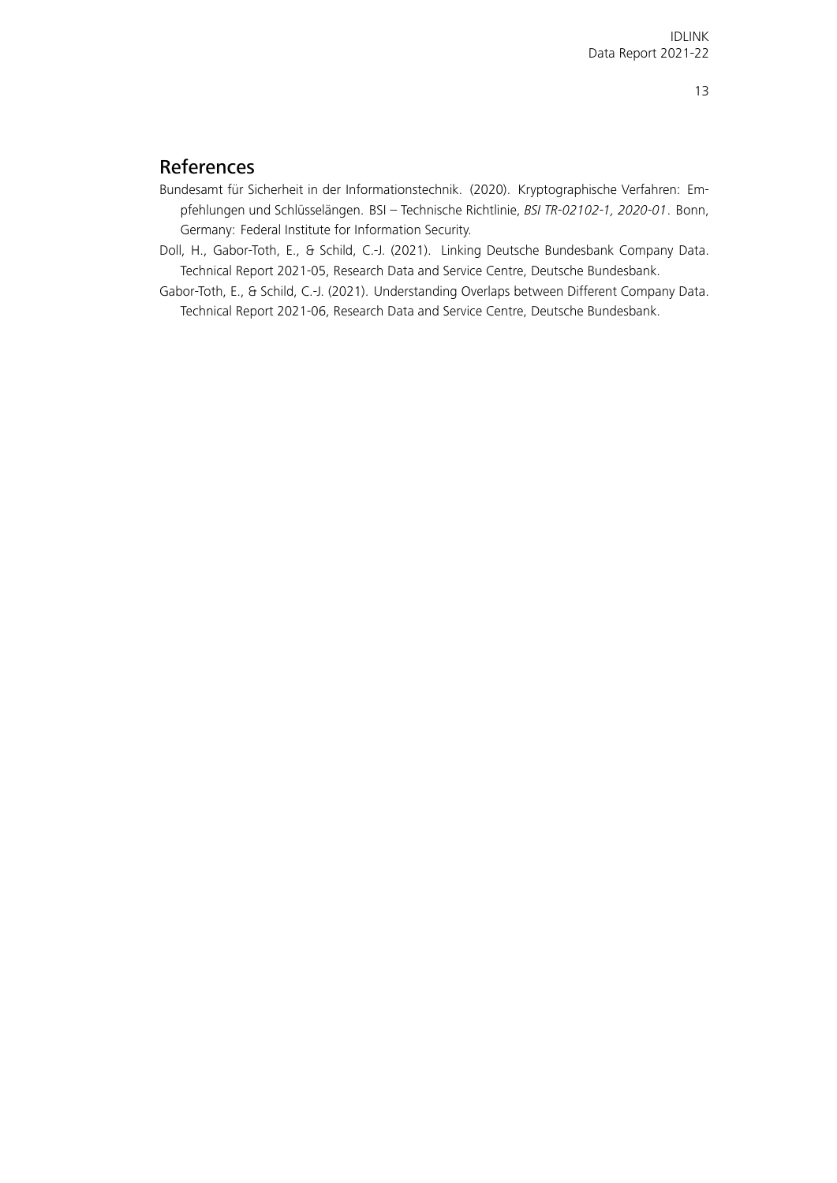## References

Bundesamt für Sicherheit in der Informationstechnik. (2020). Kryptographische Verfahren: Empfehlungen und Schlüsselängen. BSI – Technische Richtlinie, *BSI TR-02102-1, 2020-01*. Bonn, Germany: Federal Institute for Information Security.

Doll, H., Gabor-Toth, E., & Schild, C.-J. (2021). Linking Deutsche Bundesbank Company Data. Technical Report 2021-05, Research Data and Service Centre, Deutsche Bundesbank.

Gabor-Toth, E., & Schild, C.-J. (2021). Understanding Overlaps between Different Company Data. Technical Report 2021-06, Research Data and Service Centre, Deutsche Bundesbank.